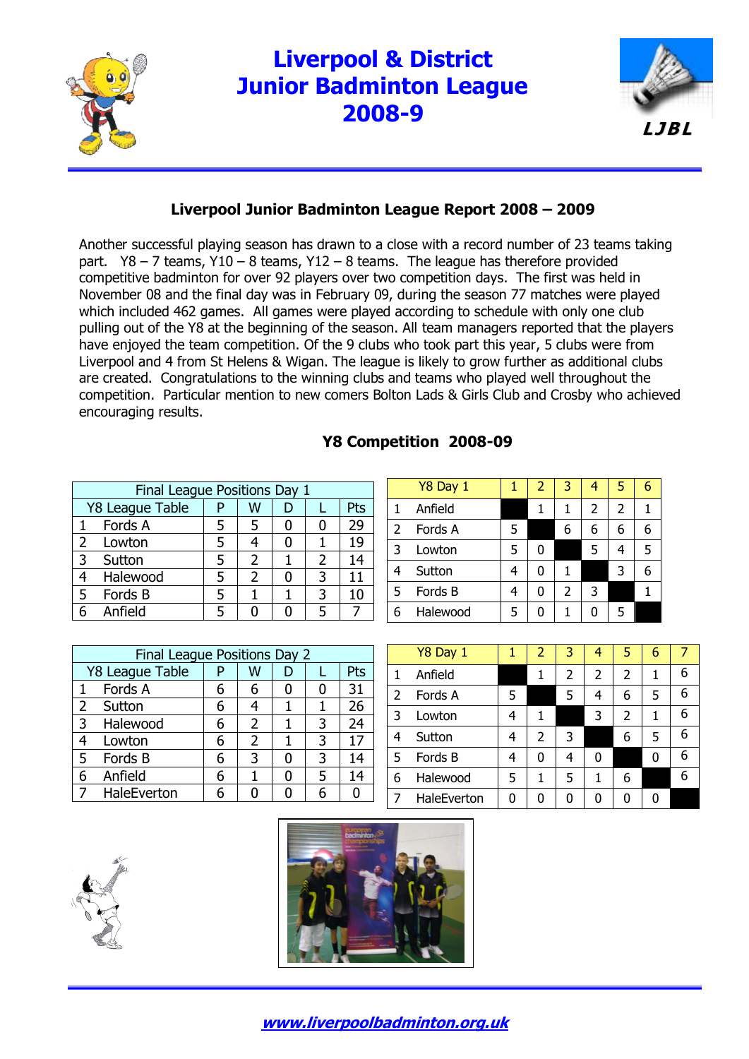# Liverpool & District Junior Badminton League 2008-9

LJBL

## Liverpool Junior Badminton League Report 2008 – 2009

Another successful playing season has drawn to a close with a record number of 23 teams taking part. Y8 – 7 teams, Y10 – 8 teams, Y12 – 8 teams. The league has therefore provided competitive badminton for over 92 players over two competition days. The first was held in November 08 and the final day was in February 09, during the season 77 matches were played which included 462 games. All games were played according to schedule with only one club pulling out of the Y8 at the beginning of the season. All team managers reported that the players have enjoyed the team competition. Of the 9 clubs who took part this year, 5 clubs were from Liverpool and 4 from St Helens & Wigan. The league is likely to grow further as additional clubs are created. Congratulations to the winning clubs and teams who played well throughout the competition. Particular mention to new comers Bolton Lads & Girls Club and Crosby who achieved encouraging results.

### Y8 Competition 2008-09

| Final League Positions Day 1 | | | | | |
|---|---|---|---|---|---|
| Y8 League Table | P | W | D | L | Pts |
| 1 Fords A | 5 | 5 | 0 | 0 | 29 |
| 2 Lowton | 5 | 4 | 0 | 1 | 19 |
| 3 Sutton | 5 | 2 | 1 | 2 | 14 |
| 4 Halewood | 5 | 2 | 0 | 3 | 11 |
| 5 Fords B | 5 | 1 | 1 | 3 | 10 |
| 6 Anfield | 5 | 0 | 0 | 5 | 7 |

| Y8 Day 1 | 1 | 2 | 3 | 4 | 5 | 6 |
|---|---|---|---|---|---|---|
| 1 Anfield | | 1 | 1 | 2 | 2 | 1 |
| 2 Fords A | 5 | | 6 | 6 | 6 | 6 |
| 3 Lowton | 5 | 0 | | 5 | 4 | 5 |
| 4 Sutton | 4 | 0 | 1 | | 3 | 6 |
| 5 Fords B | 4 | 0 | 2 | 3 | | 1 |
| 6 Halewood | 5 | 0 | 1 | 0 | 5 | |

| Final League Positions Day 2 | | | | | |
|---|---|---|---|---|---|
| Y8 League Table | P | W | D | L | Pts |
| 1 Fords A | 6 | 6 | 0 | 0 | 31 |
| 2 Sutton | 6 | 4 | 1 | 1 | 26 |
| 3 Halewood | 6 | 2 | 1 | 3 | 24 |
| 4 Lowton | 6 | 2 | 1 | 3 | 17 |
| 5 Fords B | 6 | 3 | 0 | 3 | 14 |
| 6 Anfield | 6 | 1 | 0 | 5 | 14 |
| 7 HaleEverton | 6 | 0 | 0 | 6 | 0 |

| Y8 Day 1 | 1 | 2 | 3 | 4 | 5 | 6 | 7 |
|---|---|---|---|---|---|---|---|
| 1 Anfield | | 1 | 2 | 2 | 2 | 1 | 6 |
| 2 Fords A | 5 | | 5 | 4 | 6 | 5 | 6 |
| 3 Lowton | 4 | 1 | | 3 | 2 | 1 | 6 |
| 4 Sutton | 4 | 2 | 3 | | 6 | 5 | 6 |
| 5 Fords B | 4 | 0 | 4 | 0 | | 0 | 6 |
| 6 Halewood | 5 | 1 | 5 | 1 | 6 | | 6 |
| 7 HaleEverton | 0 | 0 | 0 | 0 | 0 | 0 | |

www.liverpoolbadminton.org.uk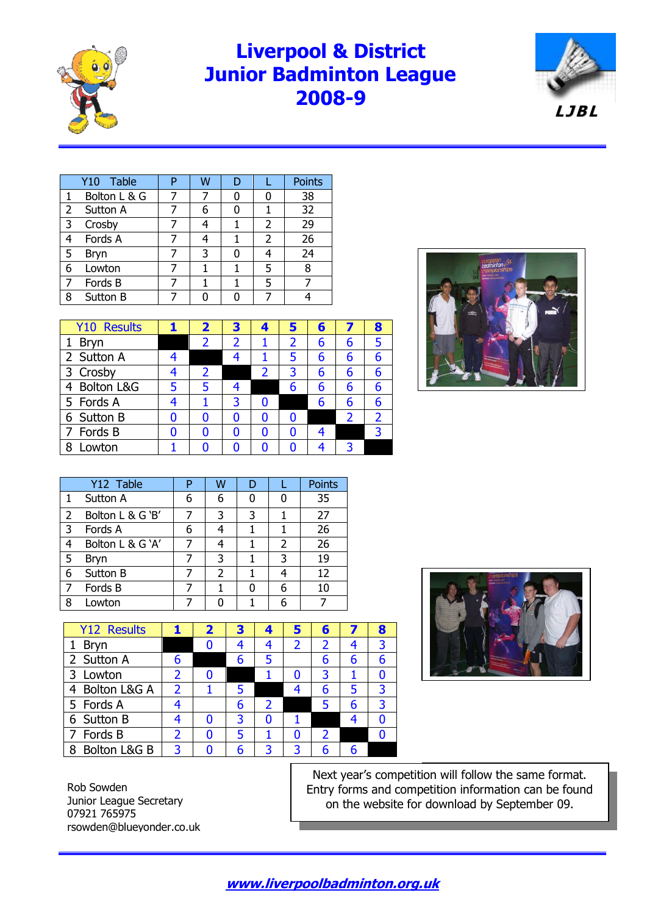# Liverpool & District Junior Badminton League 2008-9

| Y10 Table | P | W | D | L | Points |
|---|---|---|---|---|---|
| 1 Bolton L & G | 7 | 7 | 0 | 0 | 38 |
| 2 Sutton A | 7 | 6 | 0 | 1 | 32 |
| 3 Crosby | 7 | 4 | 1 | 2 | 29 |
| 4 Fords A | 7 | 4 | 1 | 2 | 26 |
| 5 Bryn | 7 | 3 | 0 | 4 | 24 |
| 6 Lowton | 7 | 1 | 1 | 5 | 8 |
| 7 Fords B | 7 | 1 | 1 | 5 | 7 |
| 8 Sutton B | 7 | 0 | 0 | 7 | 4 |

| Y10 Results | 1 | 2 | 3 | 4 | 5 | 6 | 7 | 8 |
|---|---|---|---|---|---|---|---|---|
| 1 Bryn | | 2 | 2 | 1 | 2 | 6 | 6 | 5 |
| 2 Sutton A | 4 | | 4 | 1 | 5 | 6 | 6 | 6 |
| 3 Crosby | 4 | 2 | | 2 | 3 | 6 | 6 | 6 |
| 4 Bolton L&G | 5 | 5 | 4 | | 6 | 6 | 6 | 6 |
| 5 Fords A | 4 | 1 | 3 | 0 | | 6 | 6 | 6 |
| 6 Sutton B | 0 | 0 | 0 | 0 | 0 | | 2 | 2 |
| 7 Fords B | 0 | 0 | 0 | 0 | 0 | 4 | | 3 |
| 8 Lowton | 1 | 0 | 0 | 0 | 0 | 4 | 3 | |

| Y12 Table | P | W | D | L | Points |
|---|---|---|---|---|---|
| 1 Sutton A | 6 | 6 | 0 | 0 | 35 |
| 2 Bolton L & G 'B' | 7 | 3 | 3 | 1 | 27 |
| 3 Fords A | 6 | 4 | 1 | 1 | 26 |
| 4 Bolton L & G 'A' | 7 | 4 | 1 | 2 | 26 |
| 5 Bryn | 7 | 3 | 1 | 3 | 19 |
| 6 Sutton B | 7 | 2 | 1 | 4 | 12 |
| 7 Fords B | 7 | 1 | 0 | 6 | 10 |
| 8 Lowton | 7 | 0 | 1 | 6 | 7 |

| Y12 Results | 1 | 2 | 3 | 4 | 5 | 6 | 7 | 8 |
|---|---|---|---|---|---|---|---|---|
| 1 Bryn | | 0 | 4 | 4 | 2 | 2 | 4 | 3 |
| 2 Sutton A | 6 | | 6 | 5 | | 6 | 6 | 6 |
| 3 Lowton | 2 | 0 | | 1 | 0 | 3 | 1 | 0 |
| 4 Bolton L&G A | 2 | 1 | 5 | | 4 | 6 | 5 | 3 |
| 5 Fords A | 4 | | 6 | 2 | | 5 | 6 | 3 |
| 6 Sutton B | 4 | 0 | 3 | 0 | 1 | | 4 | 0 |
| 7 Fords B | 2 | 0 | 5 | 1 | 0 | 2 | | 0 |
| 8 Bolton L&G B | 3 | 0 | 6 | 3 | 3 | 6 | 6 | |

Rob Sowden
Junior League Secretary
07921 765975
rsowden@blueyonder.co.uk

Next year's competition will follow the same format. Entry forms and competition information can be found on the website for download by September 09.

www.liverpoolbadminton.org.uk